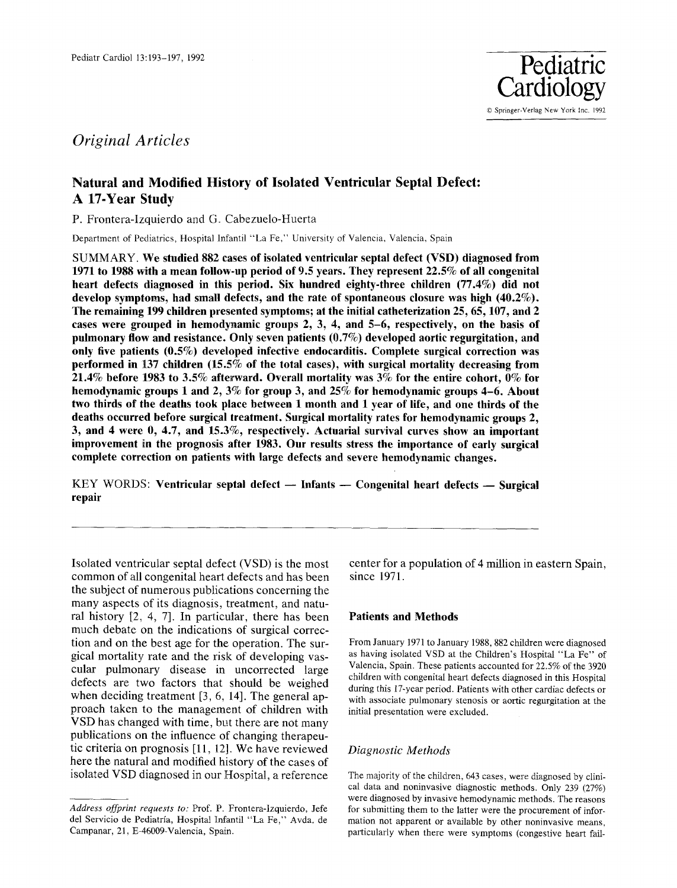*Original Articles*

# Natural and Modified History of Isolated Ventricular Septal Defect: A 17-Year Study

P. Frontera-Izquierdo and G. Cabezuelo-Huerta

Department of Pediatrics, Hospital Infantil "La Fe," University of Valencia, Valencia, Spain

SUMMARY. **We studied 882 cases of isolated ventricular septal defect (VSD) diagnosed from 1971 to 1988 with a mean follow-up period of 9.5 years. They represent 22.5% of all congenital heart defects diagnosed in this period. Six hundred eighty-three children (77.4%) did not develop symptoms, had small defects, and the rate of spontaneous closure was high (40.2%). The remaining 199 children presented symptoms; at the initial catheterization 25, 65, 107, and 2 cases were grouped in hemodynamic groups 2, 3, 4, and 5–6, respectively, on the basis of pulmonary flow and resistance. Only seven patients (0.7%) developed aortic regurgitation, and only five patients (0.5%) developed infective endocarditis. Complete surgical correction was performed in 137 children (15.5% of the total cases), with surgical mortality decreasing from 21.4% before 1983 to 3.5% afterward. Overall mortality was 3% for the entire cohort, 0% for hemodynamic groups 1 and 2, 3% for group 3, and 25% for hemodynamic groups 4–6. About two thirds of the deaths took place between 1 month and 1 year of life, and one thirds of the deaths occurred before surgical treatment. Surgical mortality rates for hemodynamic groups 2, 3, and 4 were 0, 4.7, and 15.3%, respectively. Actuarial survival curves show an important improvement in the prognosis after 1983. Our results stress the importance of early surgical complete correction on patients with large defects and severe hemodynamic changes.**

KEY WORDS: **Ventricular septal defect — Infants — Congenital heart defects — Surgical repair**

---

Isolated ventricular septal defect (VSD) is the most common of all congenital heart defects and has been the subject of numerous publications concerning the many aspects of its diagnosis, treatment, and natural history [2, 4, 7]. In particular, there has been much debate on the indications of surgical correction and on the best age for the operation. The surgical mortality rate and the risk of developing vascular pulmonary disease in uncorrected large defects are two factors that should be weighed when deciding treatment [3, 6, 14]. The general approach taken to the management of children with VSD has changed with time, but there are not many publications on the influence of changing therapeutic criteria on prognosis [11, 12]. We have reviewed here the natural and modified history of the cases of isolated VSD diagnosed in our Hospital, a reference center for a population of 4 million in eastern Spain, since 1971.

*Address offprint requests to:* Prof. P. Frontera-Izquierdo, Jefe del Servicio de Pediatría, Hospital Infantil "La Fe," Avda. de Campanar, 21, E-46009-Valencia, Spain.

## Patients and Methods

From January 1971 to January 1988, 882 children were diagnosed as having isolated VSD at the Children's Hospital "La Fe" of Valencia, Spain. These patients accounted for 22.5% of the 3920 children with congenital heart defects diagnosed in this Hospital during this 17-year period. Patients with other cardiac defects or with associate pulmonary stenosis or aortic regurgitation at the initial presentation were excluded.

### *Diagnostic Methods*

The majority of the children, 643 cases, were diagnosed by clinical data and noninvasive diagnostic methods. Only 239 (27%) were diagnosed by invasive hemodynamic methods. The reasons for submitting them to the latter were the procurement of information not apparent or available by other noninvasive means, particularly when there were symptoms (congestive heart fail-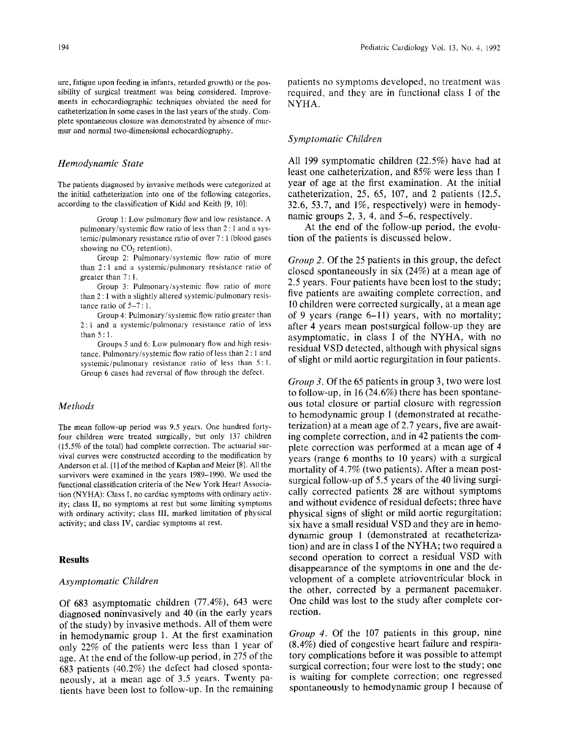ure, fatigue upon feeding in infants, retarded growth) or the possibility of surgical treatment was being considered. Improvements in echocardiographic techniques obviated the need for catheterization in some cases in the last years of the study. Complete spontaneous closure was demonstrated by absence of murmur and normal two-dimensional echocardiography.

### *Hemodynamic State*

The patients diagnosed by invasive methods were categorized at the initial catheterization into one of the following categories, according to the classification of Kidd and Keith [9, 10]:

> Group 1: Low pulmonary flow and low resistance. A pulmonary/systemic flow ratio of less than 2 : 1 and a systemic/pulmonary resistance ratio of over 7 : 1 (blood gases showing no $CO_2$ retention).
>
> Group 2: Pulmonary/systemic flow ratio of more than 2 : 1 and a systemic/pulmonary resistance ratio of greater than 7 : 1.
>
> Group 3: Pulmonary/systemic flow ratio of more than 2 : 1 with a slightly altered systemic/pulmonary resistance ratio of 5–7 : 1.
>
> Group 4: Pulmonary/systemic flow ratio greater than 2 : 1 and a systemic/pulmonary resistance ratio of less than 5 : 1.
>
> Groups 5 and 6: Low pulmonary flow and high resistance. Pulmonary/systemic flow ratio of less than 2 : 1 and systemic/pulmonary resistance ratio of less than 5 : 1. Group 6 cases had reversal of flow through the defect.

### *Methods*

The mean follow-up period was 9.5 years. One hundred forty-four children were treated surgically, but only 137 children (15.5% of the total) had complete correction. The actuarial survival curves were constructed according to the modification by Anderson et al. [1] of the method of Kaplan and Meier [8]. All the survivors were examined in the years 1989–1990. We used the functional classification criteria of the New York Heart Association (NYHA): Class I, no cardiac symptoms with ordinary activity; class II, no symptoms at rest but some limiting symptoms with ordinary activity; class III, marked limitation of physical activity; and class IV, cardiac symptoms at rest.

## **Results**

### *Asymptomatic Children*

Of 683 asymptomatic children (77.4%), 643 were diagnosed noninvasively and 40 (in the early years of the study) by invasive methods. All of them were in hemodynamic group 1. At the first examination only 22% of the patients were less than 1 year of age. At the end of the follow-up period, in 275 of the 683 patients (40.2%) the defect had closed spontaneously, at a mean age of 3.5 years. Twenty patients have been lost to follow-up. In the remaining patients no symptoms developed, no treatment was required, and they are in functional class I of the NYHA.

### *Symptomatic Children*

All 199 symptomatic children (22.5%) have had at least one catheterization, and 85% were less than 1 year of age at the first examination. At the initial catheterization, 25, 65, 107, and 2 patients (12.5, 32.6, 53.7, and 1%, respectively) were in hemodynamic groups 2, 3, 4, and 5–6, respectively.

At the end of the follow-up period, the evolution of the patients is discussed below.

*Group 2.* Of the 25 patients in this group, the defect closed spontaneously in six (24%) at a mean age of 2.5 years. Four patients have been lost to the study; five patients are awaiting complete correction, and 10 children were corrected surgically, at a mean age of 9 years (range 6–11) years, with no mortality; after 4 years mean postsurgical follow-up they are asymptomatic, in class I of the NYHA, with no residual VSD detected, although with physical signs of slight or mild aortic regurgitation in four patients.

*Group 3.* Of the 65 patients in group 3, two were lost to follow-up, in 16 (24.6%) there has been spontaneous total closure or partial closure with regression to hemodynamic group 1 (demonstrated at recatheterization) at a mean age of 2.7 years, five are awaiting complete correction, and in 42 patients the complete correction was performed at a mean age of 4 years (range 6 months to 10 years) with a surgical mortality of 4.7% (two patients). After a mean postsurgical follow-up of 5.5 years of the 40 living surgically corrected patients 28 are without symptoms and without evidence of residual defects; three have physical signs of slight or mild aortic regurgitation; six have a small residual VSD and they are in hemodynamic group 1 (demonstrated at recatheterization) and are in class I of the NYHA; two required a second operation to correct a residual VSD with disappearance of the symptoms in one and the development of a complete atrioventricular block in the other, corrected by a permanent pacemaker. One child was lost to the study after complete correction.

*Group 4.* Of the 107 patients in this group, nine (8.4%) died of congestive heart failure and respiratory complications before it was possible to attempt surgical correction; four were lost to the study; one is waiting for complete correction; one regressed spontaneously to hemodynamic group 1 because of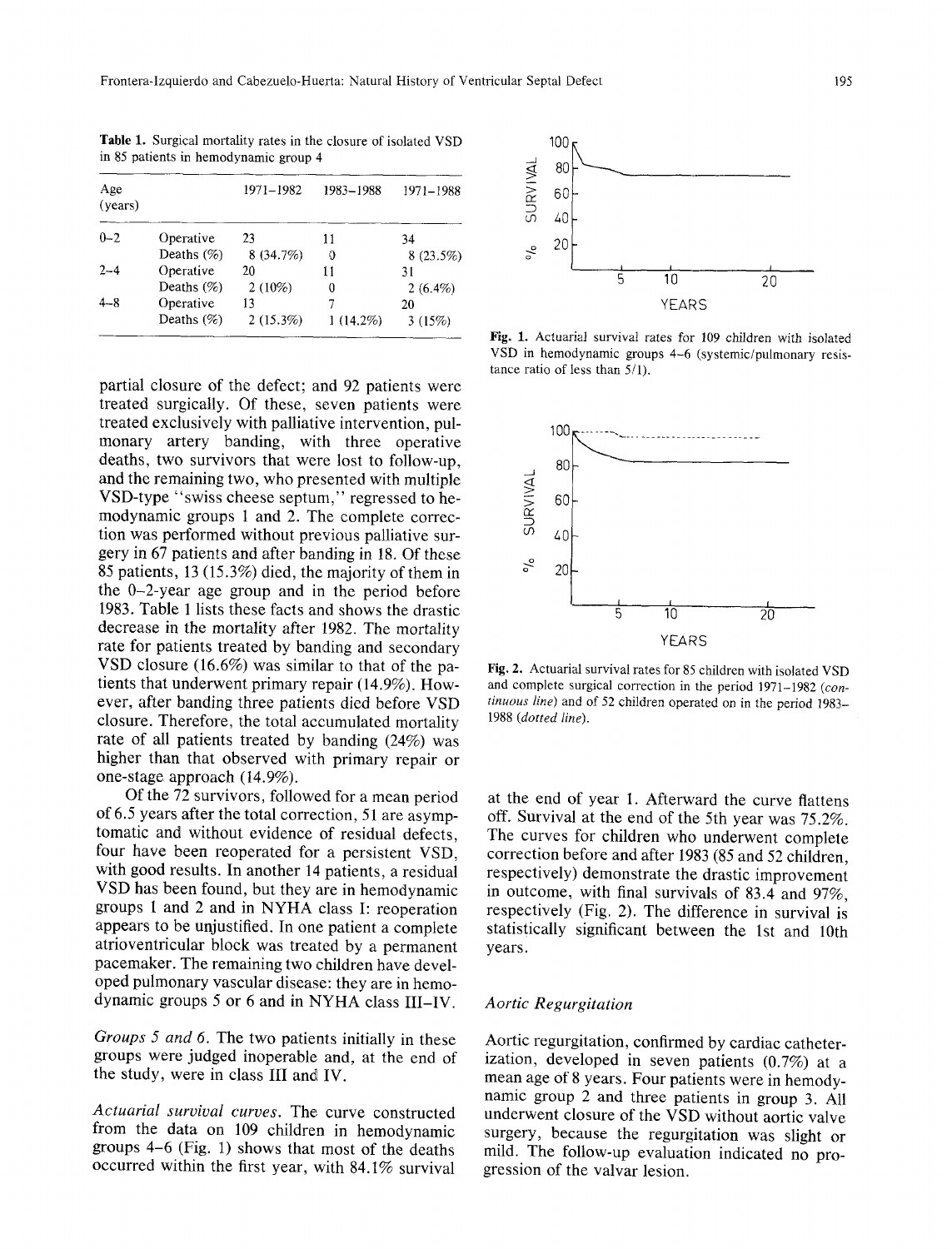**Table 1.** Surgical mortality rates in the closure of isolated VSD in 85 patients in hemodynamic group 4

| Age (years) | | 1971–1982 | 1983–1988 | 1971–1988 |
|---|---|---|---|---|
| 0–2 | Operative | 23 | 11 | 34 |
| | Deaths (%) | 8 (34.7%) | 0 | 8 (23.5%) |
| 2–4 | Operative | 20 | 11 | 31 |
| | Deaths (%) | 2 (10%) | 0 | 2 (6.4%) |
| 4–8 | Operative | 13 | 7 | 20 |
| | Deaths (%) | 2 (15.3%) | 1 (14.2%) | 3 (15%) |

partial closure of the defect; and 92 patients were treated surgically. Of these, seven patients were treated exclusively with palliative intervention, pulmonary artery banding, with three operative deaths, two survivors that were lost to follow-up, and the remaining two, who presented with multiple VSD-type "swiss cheese septum," regressed to hemodynamic groups 1 and 2. The complete correction was performed without previous palliative surgery in 67 patients and after banding in 18. Of these 85 patients, 13 (15.3%) died, the majority of them in the 0–2-year age group and in the period before 1983. Table 1 lists these facts and shows the drastic decrease in the mortality after 1982. The mortality rate for patients treated by banding and secondary VSD closure (16.6%) was similar to that of the patients that underwent primary repair (14.9%). However, after banding three patients died before VSD closure. Therefore, the total accumulated mortality rate of all patients treated by banding (24%) was higher than that observed with primary repair or one-stage approach (14.9%).

Of the 72 survivors, followed for a mean period of 6.5 years after the total correction, 51 are asymptomatic and without evidence of residual defects, four have been reoperated for a persistent VSD, with good results. In another 14 patients, a residual VSD has been found, but they are in hemodynamic groups 1 and 2 and in NYHA class I: reoperation appears to be unjustified. In one patient a complete atrioventricular block was treated by a permanent pacemaker. The remaining two children have developed pulmonary vascular disease: they are in hemodynamic groups 5 or 6 and in NYHA class III–IV.

*Groups 5 and 6.* The two patients initially in these groups were judged inoperable and, at the end of the study, were in class III and IV.

*Actuarial survival curves.* The curve constructed from the data on 109 children in hemodynamic groups 4–6 (Fig. 1) shows that most of the deaths occurred within the first year, with 84.1% survival at the end of year 1. Afterward the curve flattens off. Survival at the end of the 5th year was 75.2%. The curves for children who underwent complete correction before and after 1983 (85 and 52 children, respectively) demonstrate the drastic improvement in outcome, with final survivals of 83.4 and 97%, respectively (Fig. 2). The difference in survival is statistically significant between the 1st and 10th years.

**Fig. 1.** Actuarial survival rates for 109 children with isolated VSD in hemodynamic groups 4–6 (systemic/pulmonary resistance ratio of less than 5/1).

**Fig. 2.** Actuarial survival rates for 85 children with isolated VSD and complete surgical correction in the period 1971–1982 (*continuous line*) and of 52 children operated on in the period 1983–1988 (*dotted line*).

### *Aortic Regurgitation*

Aortic regurgitation, confirmed by cardiac catheterization, developed in seven patients (0.7%) at a mean age of 8 years. Four patients were in hemodynamic group 2 and three patients in group 3. All underwent closure of the VSD without aortic valve surgery, because the regurgitation was slight or mild. The follow-up evaluation indicated no progression of the valvar lesion.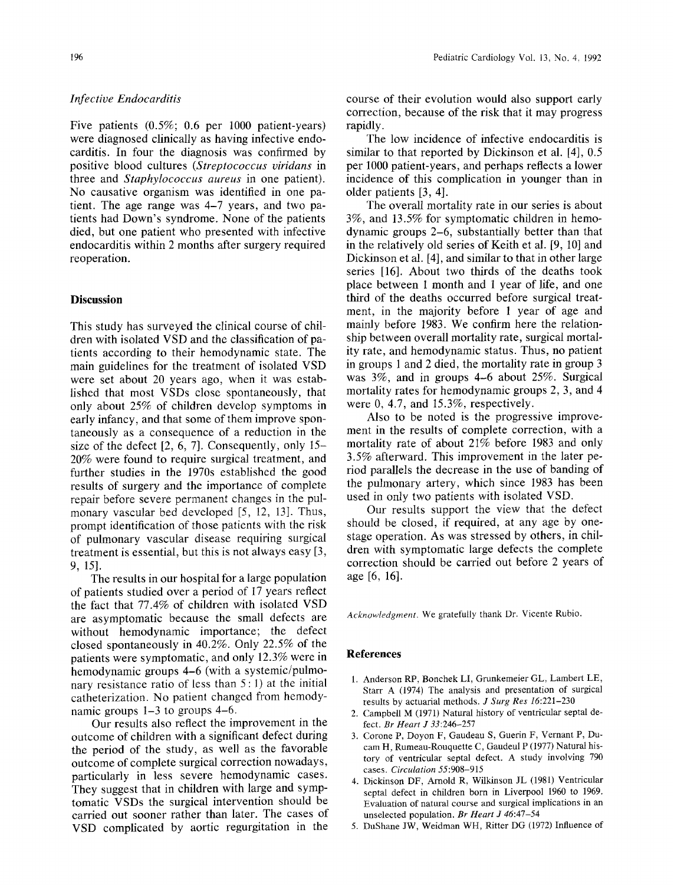*Infective Endocarditis*

Five patients (0.5%; 0.6 per 1000 patient-years) were diagnosed clinically as having infective endocarditis. In four the diagnosis was confirmed by positive blood cultures (*Streptococcus viridans* in three and *Staphylococcus aureus* in one patient). No causative organism was identified in one patient. The age range was 4–7 years, and two patients had Down's syndrome. None of the patients died, but one patient who presented with infective endocarditis within 2 months after surgery required reoperation.

## Discussion

This study has surveyed the clinical course of children with isolated VSD and the classification of patients according to their hemodynamic state. The main guidelines for the treatment of isolated VSD were set about 20 years ago, when it was established that most VSDs close spontaneously, that only about 25% of children develop symptoms in early infancy, and that some of them improve spontaneously as a consequence of a reduction in the size of the defect [2, 6, 7]. Consequently, only 15–20% were found to require surgical treatment, and further studies in the 1970s established the good results of surgery and the importance of complete repair before severe permanent changes in the pulmonary vascular bed developed [5, 12, 13]. Thus, prompt identification of those patients with the risk of pulmonary vascular disease requiring surgical treatment is essential, but this is not always easy [3, 9, 15].

The results in our hospital for a large population of patients studied over a period of 17 years reflect the fact that 77.4% of children with isolated VSD are asymptomatic because the small defects are without hemodynamic importance; the defect closed spontaneously in 40.2%. Only 22.5% of the patients were symptomatic, and only 12.3% were in hemodynamic groups 4–6 (with a systemic/pulmonary resistance ratio of less than 5 : 1) at the initial catheterization. No patient changed from hemodynamic groups 1–3 to groups 4–6.

Our results also reflect the improvement in the outcome of children with a significant defect during the period of the study, as well as the favorable outcome of complete surgical correction nowadays, particularly in less severe hemodynamic cases. They suggest that in children with large and symptomatic VSDs the surgical intervention should be carried out sooner rather than later. The cases of VSD complicated by aortic regurgitation in the course of their evolution would also support early correction, because of the risk that it may progress rapidly.

The low incidence of infective endocarditis is similar to that reported by Dickinson et al. [4], 0.5 per 1000 patient-years, and perhaps reflects a lower incidence of this complication in younger than in older patients [3, 4].

The overall mortality rate in our series is about 3%, and 13.5% for symptomatic children in hemodynamic groups 2–6, substantially better than that in the relatively old series of Keith et al. [9, 10] and Dickinson et al. [4], and similar to that in other large series [16]. About two thirds of the deaths took place between 1 month and 1 year of life, and one third of the deaths occurred before surgical treatment, in the majority before 1 year of age and mainly before 1983. We confirm here the relationship between overall mortality rate, surgical mortality rate, and hemodynamic status. Thus, no patient in groups 1 and 2 died, the mortality rate in group 3 was 3%, and in groups 4–6 about 25%. Surgical mortality rates for hemodynamic groups 2, 3, and 4 were 0, 4.7, and 15.3%, respectively.

Also to be noted is the progressive improvement in the results of complete correction, with a mortality rate of about 21% before 1983 and only 3.5% afterward. This improvement in the later period parallels the decrease in the use of banding of the pulmonary artery, which since 1983 has been used in only two patients with isolated VSD.

Our results support the view that the defect should be closed, if required, at any age by one-stage operation. As was stressed by others, in children with symptomatic large defects the complete correction should be carried out before 2 years of age [6, 16].

*Acknowledgment.* We gratefully thank Dr. Vicente Rubio.

## References

1. Anderson RP, Bonchek LI, Grunkemeier GL, Lambert LE, Starr A (1974) The analysis and presentation of surgical results by actuarial methods. *J Surg Res 16*:221–230
2. Campbell M (1971) Natural history of ventricular septal defect. *Br Heart J 33*:246–257
3. Corone P, Doyon F, Gaudeau S, Guerin F, Vernant P, Ducam H, Rumeau-Rouquette C, Gaudeul P (1977) Natural history of ventricular septal defect. A study involving 790 cases. *Circulation 55*:908–915
4. Dickinson DF, Arnold R, Wilkinson JL (1981) Ventricular septal defect in children born in Liverpool 1960 to 1969. Evaluation of natural course and surgical implications in an unselected population. *Br Heart J 46*:47–54
5. DuShane JW, Weidman WH, Ritter DG (1972) Influence of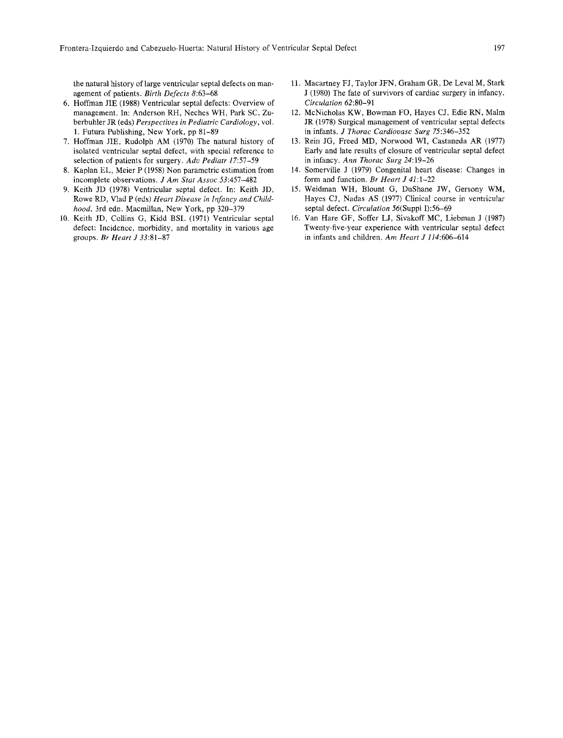the natural history of large ventricular septal defects on management of patients. *Birth Defects 8*:63–68

6. Hoffman JIE (1988) Ventricular septal defects: Overview of management. In: Anderson RH, Neches WH, Park SC, Zuberbuhler JR (eds) *Perspectives in Pediatric Cardiology*, vol. 1. Futura Publishing, New York, pp 81–89
7. Hoffman JIE, Rudolph AM (1970) The natural history of isolated ventricular septal defect, with special reference to selection of patients for surgery. *Adv Pediatr 17*:57–59
8. Kaplan EL, Meier P (1958) Non parametric estimation from incomplete observations. *J Am Stat Assoc 53*:457–482
9. Keith JD (1978) Ventricular septal defect. In: Keith JD, Rowe RD, Vlad P (eds) *Heart Disease in Infancy and Childhood*, 3rd edn. Macmillan, New York, pp 320–379
10. Keith JD, Collins G, Kidd BSL (1971) Ventricular septal defect: Incidence, morbidity, and mortality in various age groups. *Br Heart J 33*:81–87
11. Macartney FJ, Taylor JFN, Graham GR, De Leval M, Stark J (1980) The fate of survivors of cardiac surgery in infancy. *Circulation 62*:80–91
12. McNicholas KW, Bowman FO, Hayes CJ, Edie RN, Malm JR (1978) Surgical management of ventricular septal defects in infants. *J Thorac Cardiovasc Surg 75*:346–352
13. Rein JG, Freed MD, Norwood WI, Castaneda AR (1977) Early and late results of closure of ventricular septal defect in infancy. *Ann Thorac Surg 24*:19–26
14. Somerville J (1979) Congenital heart disease: Changes in form and function. *Br Heart J 41*:1–22
15. Weidman WH, Blount G, DuShane JW, Gersony WM, Hayes CJ, Nadas AS (1977) Clinical course in ventricular septal defect. *Circulation 56*(Suppl I):56–69
16. Van Hare GF, Soffer LJ, Sivakoff MC, Liebman J (1987) Twenty-five-year experience with ventricular septal defect in infants and children. *Am Heart J 114*:606–614